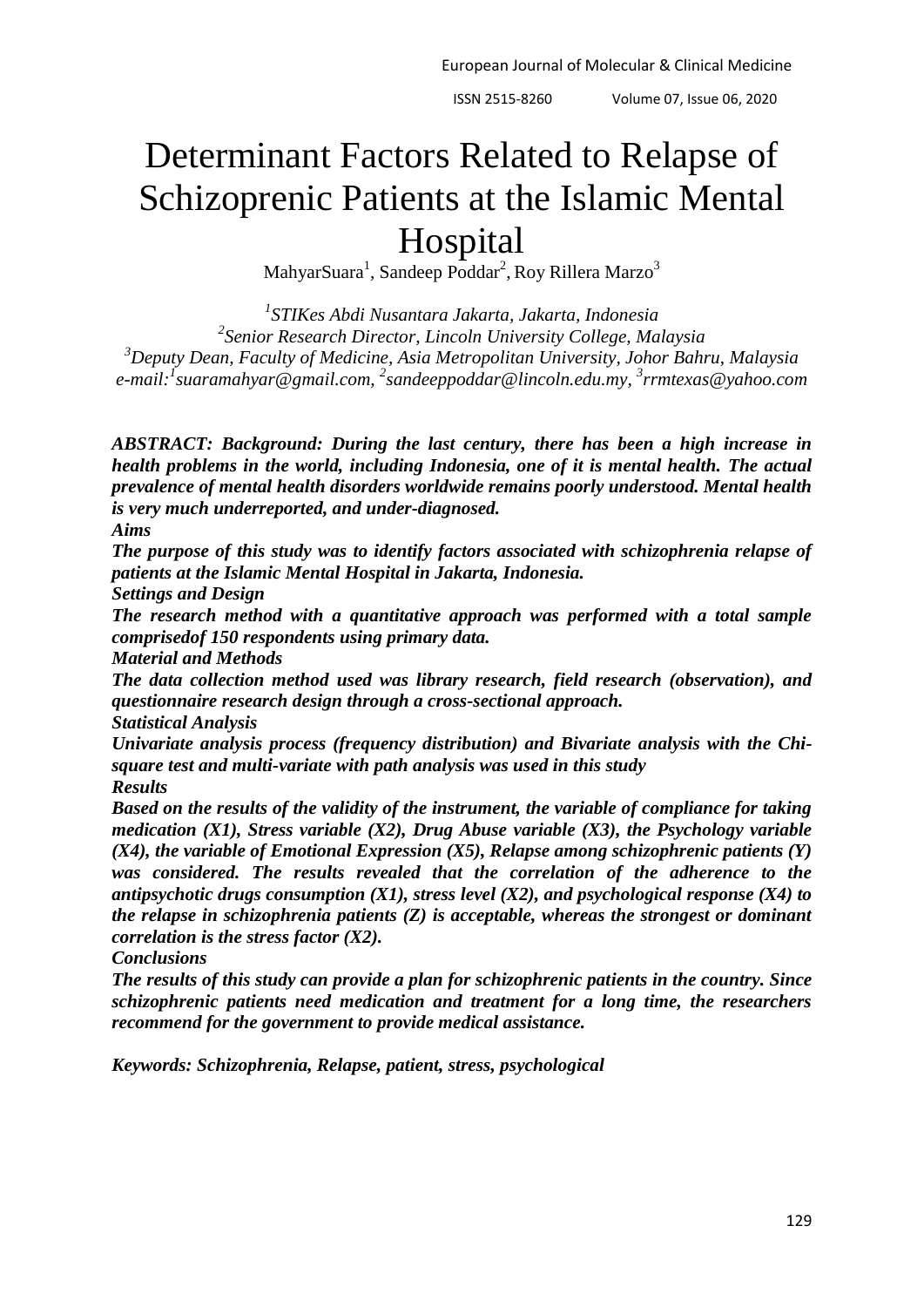# Determinant Factors Related to Relapse of Schizoprenic Patients at the Islamic Mental Hospital

MahyarSuara[1], Sandeep Poddar[2], Roy Rillera Marzo[3]

[1]*STIKes Abdi Nusantara Jakarta, Jakarta, Indonesia*
[2]*Senior Research Director, Lincoln University College, Malaysia*
[3]*Deputy Dean, Faculty of Medicine, Asia Metropolitan University, Johor Bahru, Malaysia*
*e-mail:*[1]*suaramahyar@gmail.com,* [2]*sandeeppoddar@lincoln.edu.my,* [3]*rrmtexas@yahoo.com*

***ABSTRACT: Background: During the last century, there has been a high increase in health problems in the world, including Indonesia, one of it is mental health. The actual prevalence of mental health disorders worldwide remains poorly understood. Mental health is very much underreported, and under-diagnosed.***

***Aims***

***The purpose of this study was to identify factors associated with schizophrenia relapse of patients at the Islamic Mental Hospital in Jakarta, Indonesia.***

***Settings and Design***

***The research method with a quantitative approach was performed with a total sample comprisedof 150 respondents using primary data.***

***Material and Methods***

***The data collection method used was library research, field research (observation), and questionnaire research design through a cross-sectional approach.***

***Statistical Analysis***

***Univariate analysis process (frequency distribution) and Bivariate analysis with the Chi-square test and multi-variate with path analysis was used in this study***

***Results***

***Based on the results of the validity of the instrument, the variable of compliance for taking medication (X1), Stress variable (X2), Drug Abuse variable (X3), the Psychology variable (X4), the variable of Emotional Expression (X5), Relapse among schizophrenic patients (Y) was considered. The results revealed that the correlation of the adherence to the antipsychotic drugs consumption (X1), stress level (X2), and psychological response (X4) to the relapse in schizophrenia patients (Z) is acceptable, whereas the strongest or dominant correlation is the stress factor (X2).***

***Conclusions***

***The results of this study can provide a plan for schizophrenic patients in the country. Since schizophrenic patients need medication and treatment for a long time, the researchers recommend for the government to provide medical assistance.***

***Keywords: Schizophrenia, Relapse, patient, stress, psychological***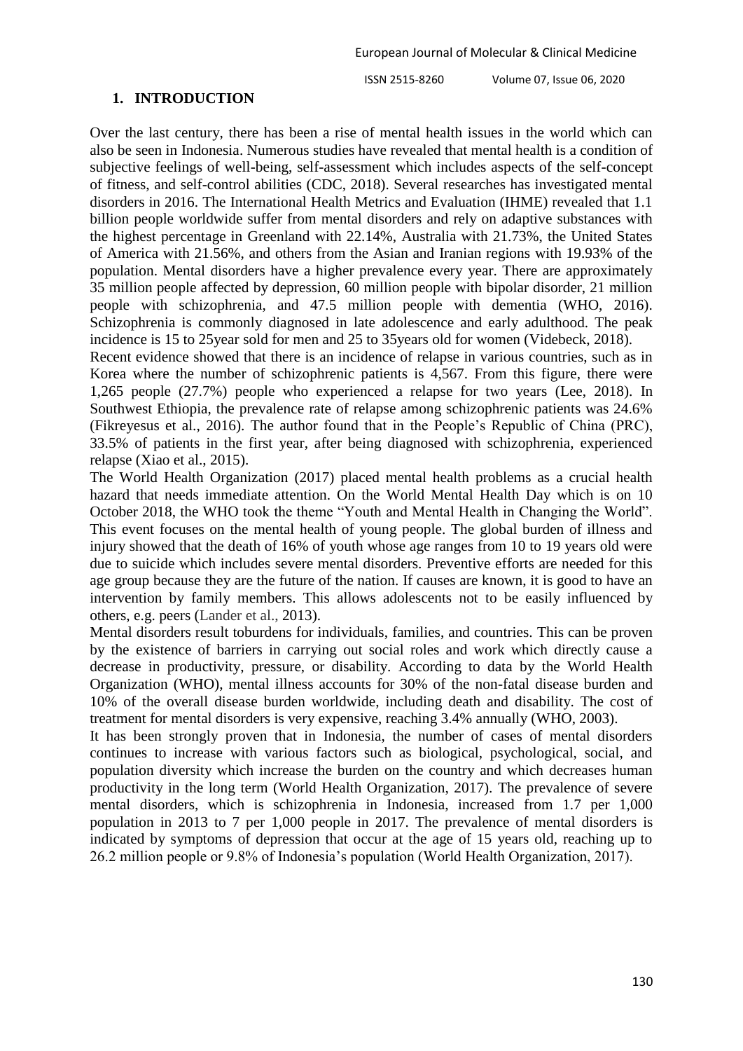## 1. INTRODUCTION

Over the last century, there has been a rise of mental health issues in the world which can also be seen in Indonesia. Numerous studies have revealed that mental health is a condition of subjective feelings of well-being, self-assessment which includes aspects of the self-concept of fitness, and self-control abilities (CDC, 2018). Several researches has investigated mental disorders in 2016. The International Health Metrics and Evaluation (IHME) revealed that 1.1 billion people worldwide suffer from mental disorders and rely on adaptive substances with the highest percentage in Greenland with 22.14%, Australia with 21.73%, the United States of America with 21.56%, and others from the Asian and Iranian regions with 19.93% of the population. Mental disorders have a higher prevalence every year. There are approximately 35 million people affected by depression, 60 million people with bipolar disorder, 21 million people with schizophrenia, and 47.5 million people with dementia (WHO, 2016). Schizophrenia is commonly diagnosed in late adolescence and early adulthood. The peak incidence is 15 to 25year sold for men and 25 to 35years old for women (Videbeck, 2018).

Recent evidence showed that there is an incidence of relapse in various countries, such as in Korea where the number of schizophrenic patients is 4,567. From this figure, there were 1,265 people (27.7%) people who experienced a relapse for two years (Lee, 2018). In Southwest Ethiopia, the prevalence rate of relapse among schizophrenic patients was 24.6% (Fikreyesus et al., 2016). The author found that in the People's Republic of China (PRC), 33.5% of patients in the first year, after being diagnosed with schizophrenia, experienced relapse (Xiao et al., 2015).

The World Health Organization (2017) placed mental health problems as a crucial health hazard that needs immediate attention. On the World Mental Health Day which is on 10 October 2018, the WHO took the theme "Youth and Mental Health in Changing the World". This event focuses on the mental health of young people. The global burden of illness and injury showed that the death of 16% of youth whose age ranges from 10 to 19 years old were due to suicide which includes severe mental disorders. Preventive efforts are needed for this age group because they are the future of the nation. If causes are known, it is good to have an intervention by family members. This allows adolescents not to be easily influenced by others, e.g. peers (Lander et al., 2013).

Mental disorders result toburdens for individuals, families, and countries. This can be proven by the existence of barriers in carrying out social roles and work which directly cause a decrease in productivity, pressure, or disability. According to data by the World Health Organization (WHO), mental illness accounts for 30% of the non-fatal disease burden and 10% of the overall disease burden worldwide, including death and disability. The cost of treatment for mental disorders is very expensive, reaching 3.4% annually (WHO, 2003).

It has been strongly proven that in Indonesia, the number of cases of mental disorders continues to increase with various factors such as biological, psychological, social, and population diversity which increase the burden on the country and which decreases human productivity in the long term (World Health Organization, 2017). The prevalence of severe mental disorders, which is schizophrenia in Indonesia, increased from 1.7 per 1,000 population in 2013 to 7 per 1,000 people in 2017. The prevalence of mental disorders is indicated by symptoms of depression that occur at the age of 15 years old, reaching up to 26.2 million people or 9.8% of Indonesia's population (World Health Organization, 2017).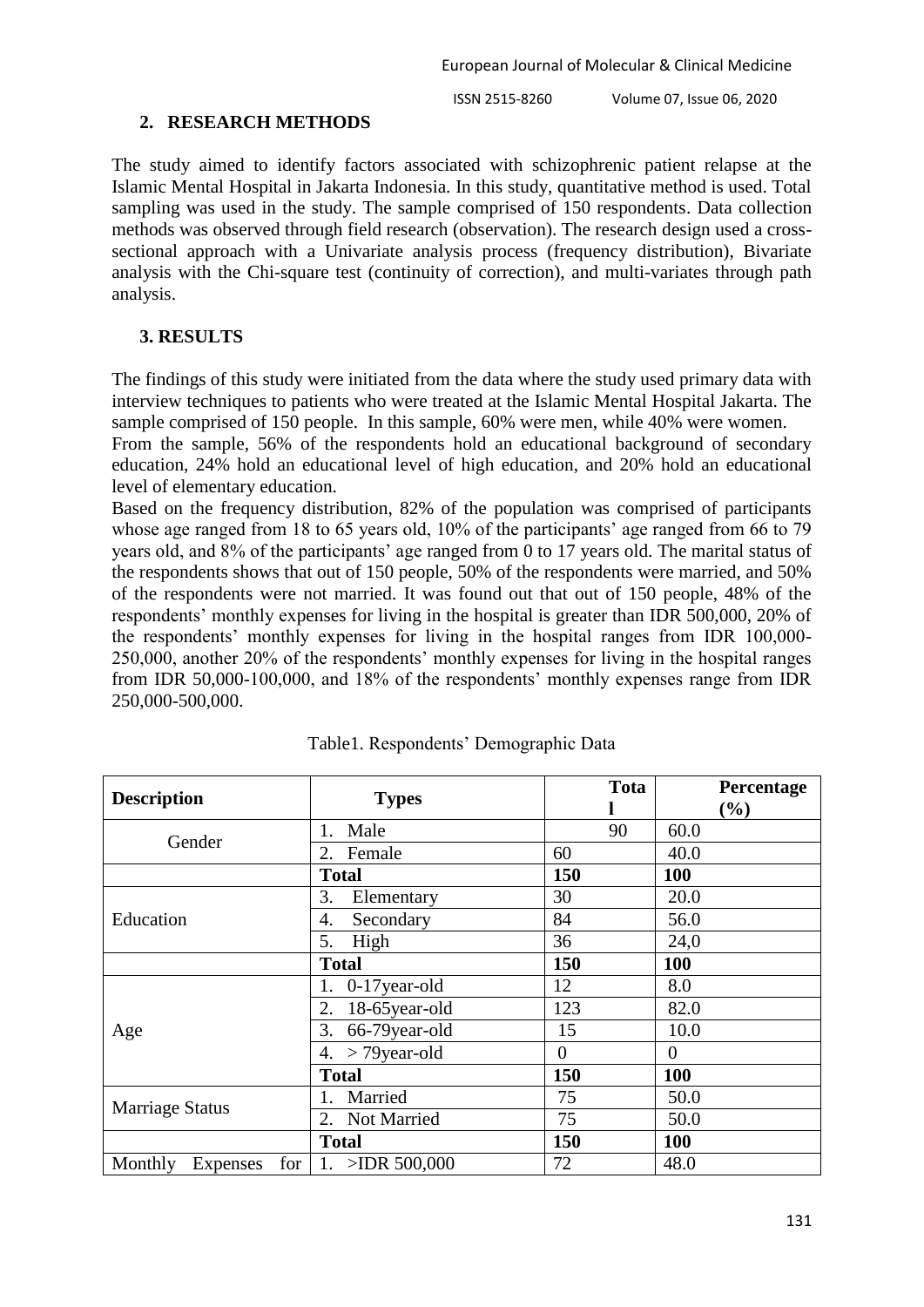## 2. RESEARCH METHODS

The study aimed to identify factors associated with schizophrenic patient relapse at the Islamic Mental Hospital in Jakarta Indonesia. In this study, quantitative method is used. Total sampling was used in the study. The sample comprised of 150 respondents. Data collection methods was observed through field research (observation). The research design used a cross-sectional approach with a Univariate analysis process (frequency distribution), Bivariate analysis with the Chi-square test (continuity of correction), and multi-variates through path analysis.

## 3. RESULTS

The findings of this study were initiated from the data where the study used primary data with interview techniques to patients who were treated at the Islamic Mental Hospital Jakarta. The sample comprised of 150 people. In this sample, 60% were men, while 40% were women.

From the sample, 56% of the respondents hold an educational background of secondary education, 24% hold an educational level of high education, and 20% hold an educational level of elementary education.

Based on the frequency distribution, 82% of the population was comprised of participants whose age ranged from 18 to 65 years old, 10% of the participants' age ranged from 66 to 79 years old, and 8% of the participants' age ranged from 0 to 17 years old. The marital status of the respondents shows that out of 150 people, 50% of the respondents were married, and 50% of the respondents were not married. It was found out that out of 150 people, 48% of the respondents' monthly expenses for living in the hospital is greater than IDR 500,000, 20% of the respondents' monthly expenses for living in the hospital ranges from IDR 100,000-250,000, another 20% of the respondents' monthly expenses for living in the hospital ranges from IDR 50,000-100,000, and 18% of the respondents' monthly expenses range from IDR 250,000-500,000.

Table1. Respondents' Demographic Data

| Description | Types | Total | Percentage (%) |
|---|---|---|---|
| Gender | 1. Male | 90 | 60.0 |
| | 2. Female | 60 | 40.0 |
| | **Total** | **150** | **100** |
| Education | 3. Elementary | 30 | 20.0 |
| | 4. Secondary | 84 | 56.0 |
| | 5. High | 36 | 24,0 |
| | **Total** | **150** | **100** |
| Age | 1. 0-17year-old | 12 | 8.0 |
| | 2. 18-65year-old | 123 | 82.0 |
| | 3. 66-79year-old | 15 | 10.0 |
| | 4. > 79year-old | 0 | 0 |
| | **Total** | **150** | **100** |
| Marriage Status | 1. Married | 75 | 50.0 |
| | 2. Not Married | 75 | 50.0 |
| | **Total** | **150** | **100** |
| Monthly Expenses for | 1. >IDR 500,000 | 72 | 48.0 |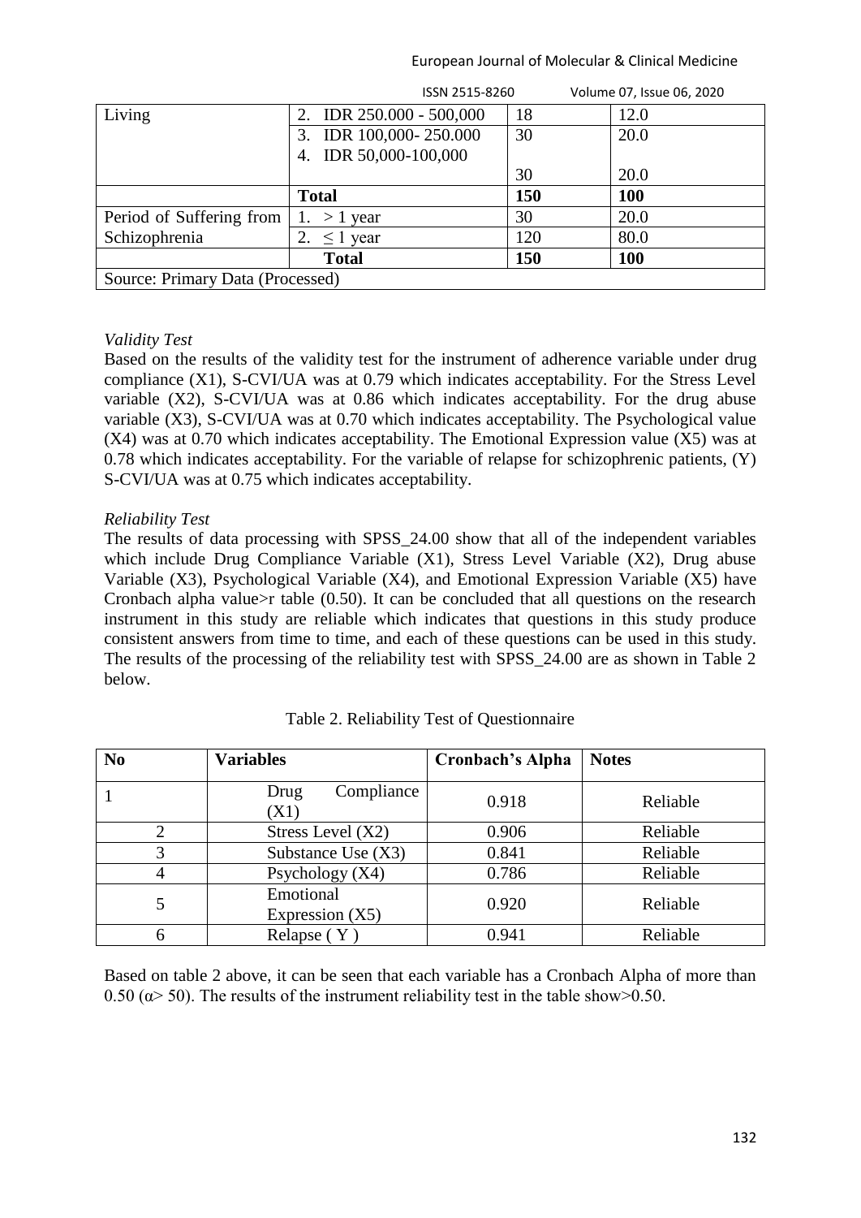| Living | 2. IDR 250.000 - 500,000 | 18 | 12.0 |
|---|---|---|---|
| | 3. IDR 100,000- 250.000 | 30 | 20.0 |
| | 4. IDR 50,000-100,000 | 30 | 20.0 |
| | **Total** | **150** | **100** |
| Period of Suffering from Schizophrenia | 1. > 1 year | 30 | 20.0 |
| | 2. ≤ 1 year | 120 | 80.0 |
| | **Total** | **150** | **100** |
| Source: Primary Data (Processed) | | | |

*Validity Test*

Based on the results of the validity test for the instrument of adherence variable under drug compliance (X1), S-CVI/UA was at 0.79 which indicates acceptability. For the Stress Level variable (X2), S-CVI/UA was at 0.86 which indicates acceptability. For the drug abuse variable (X3), S-CVI/UA was at 0.70 which indicates acceptability. The Psychological value (X4) was at 0.70 which indicates acceptability. The Emotional Expression value (X5) was at 0.78 which indicates acceptability. For the variable of relapse for schizophrenic patients, (Y) S-CVI/UA was at 0.75 which indicates acceptability.

*Reliability Test*

The results of data processing with SPSS_24.00 show that all of the independent variables which include Drug Compliance Variable (X1), Stress Level Variable (X2), Drug abuse Variable (X3), Psychological Variable (X4), and Emotional Expression Variable (X5) have Cronbach alpha value>r table (0.50). It can be concluded that all questions on the research instrument in this study are reliable which indicates that questions in this study produce consistent answers from time to time, and each of these questions can be used in this study. The results of the processing of the reliability test with SPSS_24.00 are as shown in Table 2 below.

Table 2. Reliability Test of Questionnaire

| No | Variables | Cronbach's Alpha | Notes |
|---|---|---|---|
| 1 | Drug Compliance (X1) | 0.918 | Reliable |
| 2 | Stress Level (X2) | 0.906 | Reliable |
| 3 | Substance Use (X3) | 0.841 | Reliable |
| 4 | Psychology (X4) | 0.786 | Reliable |
| 5 | Emotional Expression (X5) | 0.920 | Reliable |
| 6 | Relapse ( Y ) | 0.941 | Reliable |

Based on table 2 above, it can be seen that each variable has a Cronbach Alpha of more than 0.50 ($\alpha > 50$). The results of the instrument reliability test in the table show>0.50.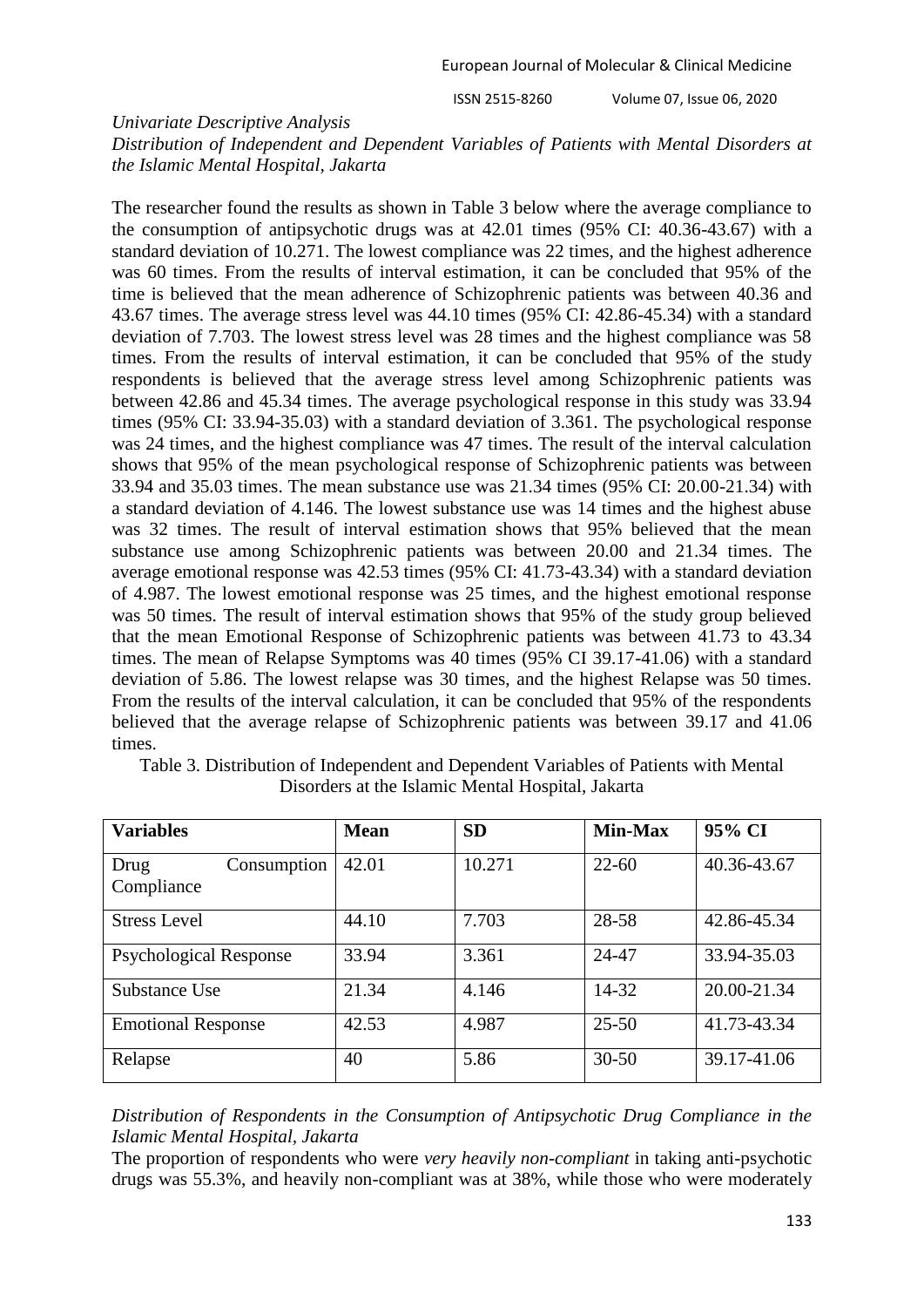*Univariate Descriptive Analysis*

*Distribution of Independent and Dependent Variables of Patients with Mental Disorders at the Islamic Mental Hospital, Jakarta*

The researcher found the results as shown in Table 3 below where the average compliance to the consumption of antipsychotic drugs was at 42.01 times (95% CI: 40.36-43.67) with a standard deviation of 10.271. The lowest compliance was 22 times, and the highest adherence was 60 times. From the results of interval estimation, it can be concluded that 95% of the time is believed that the mean adherence of Schizophrenic patients was between 40.36 and 43.67 times. The average stress level was 44.10 times (95% CI: 42.86-45.34) with a standard deviation of 7.703. The lowest stress level was 28 times and the highest compliance was 58 times. From the results of interval estimation, it can be concluded that 95% of the study respondents is believed that the average stress level among Schizophrenic patients was between 42.86 and 45.34 times. The average psychological response in this study was 33.94 times (95% CI: 33.94-35.03) with a standard deviation of 3.361. The psychological response was 24 times, and the highest compliance was 47 times. The result of the interval calculation shows that 95% of the mean psychological response of Schizophrenic patients was between 33.94 and 35.03 times. The mean substance use was 21.34 times (95% CI: 20.00-21.34) with a standard deviation of 4.146. The lowest substance use was 14 times and the highest abuse was 32 times. The result of interval estimation shows that 95% believed that the mean substance use among Schizophrenic patients was between 20.00 and 21.34 times. The average emotional response was 42.53 times (95% CI: 41.73-43.34) with a standard deviation of 4.987. The lowest emotional response was 25 times, and the highest emotional response was 50 times. The result of interval estimation shows that 95% of the study group believed that the mean Emotional Response of Schizophrenic patients was between 41.73 to 43.34 times. The mean of Relapse Symptoms was 40 times (95% CI 39.17-41.06) with a standard deviation of 5.86. The lowest relapse was 30 times, and the highest Relapse was 50 times. From the results of the interval calculation, it can be concluded that 95% of the respondents believed that the average relapse of Schizophrenic patients was between 39.17 and 41.06 times.

Table 3. Distribution of Independent and Dependent Variables of Patients with Mental Disorders at the Islamic Mental Hospital, Jakarta

| **Variables** | **Mean** | **SD** | **Min-Max** | **95% CI** |
|---|---|---|---|---|
| Drug Consumption Compliance | 42.01 | 10.271 | 22-60 | 40.36-43.67 |
| Stress Level | 44.10 | 7.703 | 28-58 | 42.86-45.34 |
| Psychological Response | 33.94 | 3.361 | 24-47 | 33.94-35.03 |
| Substance Use | 21.34 | 4.146 | 14-32 | 20.00-21.34 |
| Emotional Response | 42.53 | 4.987 | 25-50 | 41.73-43.34 |
| Relapse | 40 | 5.86 | 30-50 | 39.17-41.06 |

*Distribution of Respondents in the Consumption of Antipsychotic Drug Compliance in the Islamic Mental Hospital, Jakarta*

The proportion of respondents who were *very heavily non-compliant* in taking anti-psychotic drugs was 55.3%, and heavily non-compliant was at 38%, while those who were moderately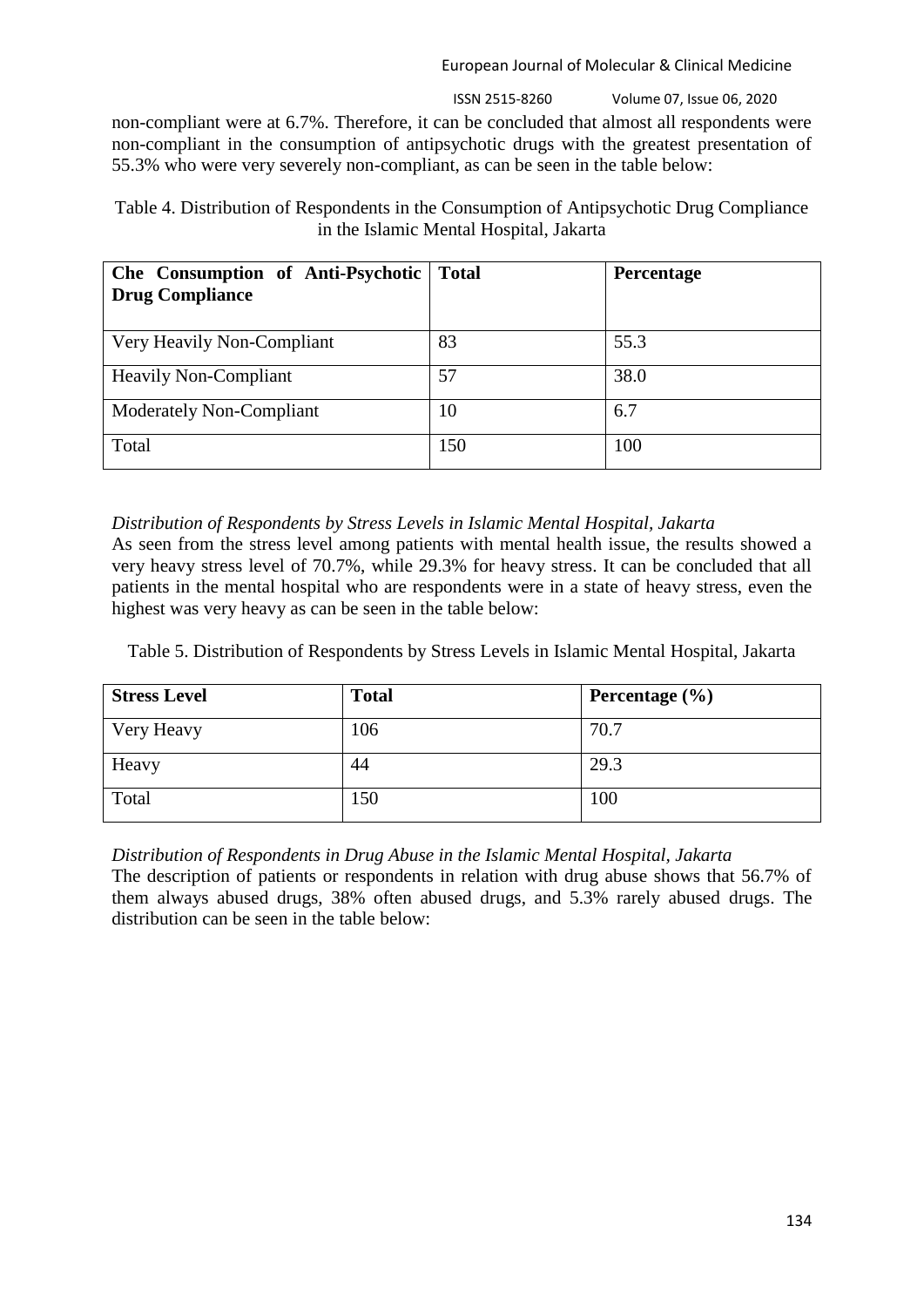non-compliant were at 6.7%. Therefore, it can be concluded that almost all respondents were non-compliant in the consumption of antipsychotic drugs with the greatest presentation of 55.3% who were very severely non-compliant, as can be seen in the table below:

Table 4. Distribution of Respondents in the Consumption of Antipsychotic Drug Compliance in the Islamic Mental Hospital, Jakarta

| Che Consumption of Anti-Psychotic Drug Compliance | Total | Percentage |
|---|---|---|
| Very Heavily Non-Compliant | 83 | 55.3 |
| Heavily Non-Compliant | 57 | 38.0 |
| Moderately Non-Compliant | 10 | 6.7 |
| Total | 150 | 100 |

*Distribution of Respondents by Stress Levels in Islamic Mental Hospital, Jakarta*

As seen from the stress level among patients with mental health issue, the results showed a very heavy stress level of 70.7%, while 29.3% for heavy stress. It can be concluded that all patients in the mental hospital who are respondents were in a state of heavy stress, even the highest was very heavy as can be seen in the table below:

Table 5. Distribution of Respondents by Stress Levels in Islamic Mental Hospital, Jakarta

| Stress Level | Total | Percentage (%) |
|---|---|---|
| Very Heavy | 106 | 70.7 |
| Heavy | 44 | 29.3 |
| Total | 150 | 100 |

*Distribution of Respondents in Drug Abuse in the Islamic Mental Hospital, Jakarta*

The description of patients or respondents in relation with drug abuse shows that 56.7% of them always abused drugs, 38% often abused drugs, and 5.3% rarely abused drugs. The distribution can be seen in the table below: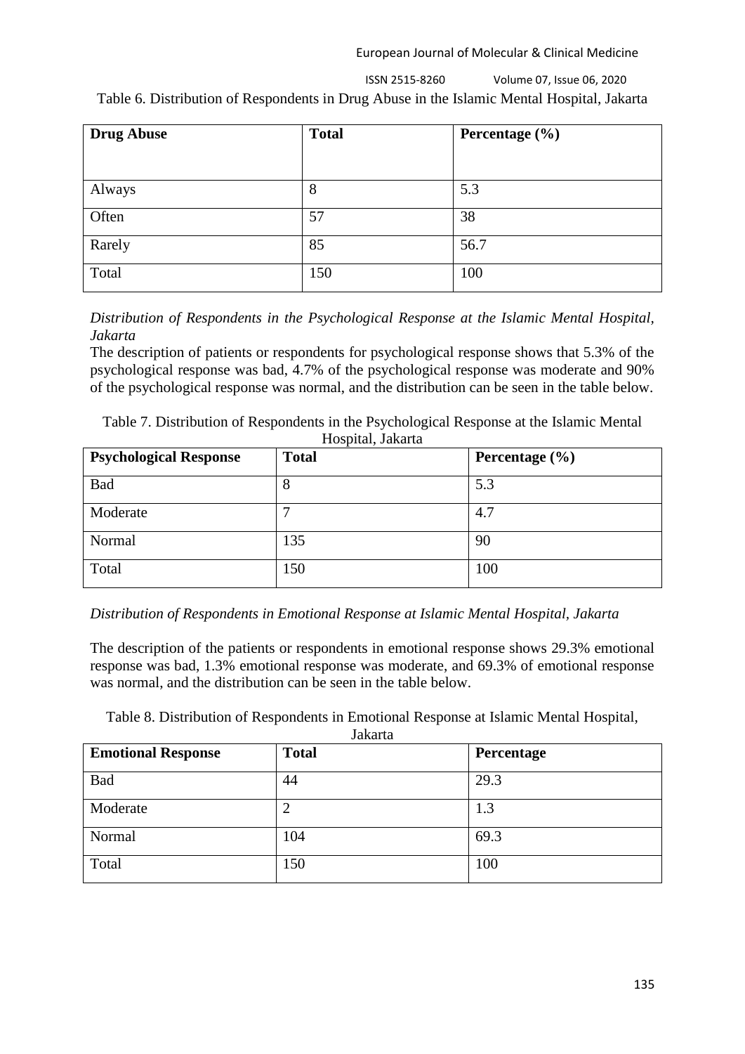Table 6. Distribution of Respondents in Drug Abuse in the Islamic Mental Hospital, Jakarta

| Drug Abuse | Total | Percentage (%) |
|---|---|---|
| Always | 8 | 5.3 |
| Often | 57 | 38 |
| Rarely | 85 | 56.7 |
| Total | 150 | 100 |

*Distribution of Respondents in the Psychological Response at the Islamic Mental Hospital, Jakarta*

The description of patients or respondents for psychological response shows that 5.3% of the psychological response was bad, 4.7% of the psychological response was moderate and 90% of the psychological response was normal, and the distribution can be seen in the table below.

Table 7. Distribution of Respondents in the Psychological Response at the Islamic Mental Hospital, Jakarta

| Psychological Response | Total | Percentage (%) |
|---|---|---|
| Bad | 8 | 5.3 |
| Moderate | 7 | 4.7 |
| Normal | 135 | 90 |
| Total | 150 | 100 |

*Distribution of Respondents in Emotional Response at Islamic Mental Hospital, Jakarta*

The description of the patients or respondents in emotional response shows 29.3% emotional response was bad, 1.3% emotional response was moderate, and 69.3% of emotional response was normal, and the distribution can be seen in the table below.

Table 8. Distribution of Respondents in Emotional Response at Islamic Mental Hospital, Jakarta

| Emotional Response | Total | Percentage |
|---|---|---|
| Bad | 44 | 29.3 |
| Moderate | 2 | 1.3 |
| Normal | 104 | 69.3 |
| Total | 150 | 100 |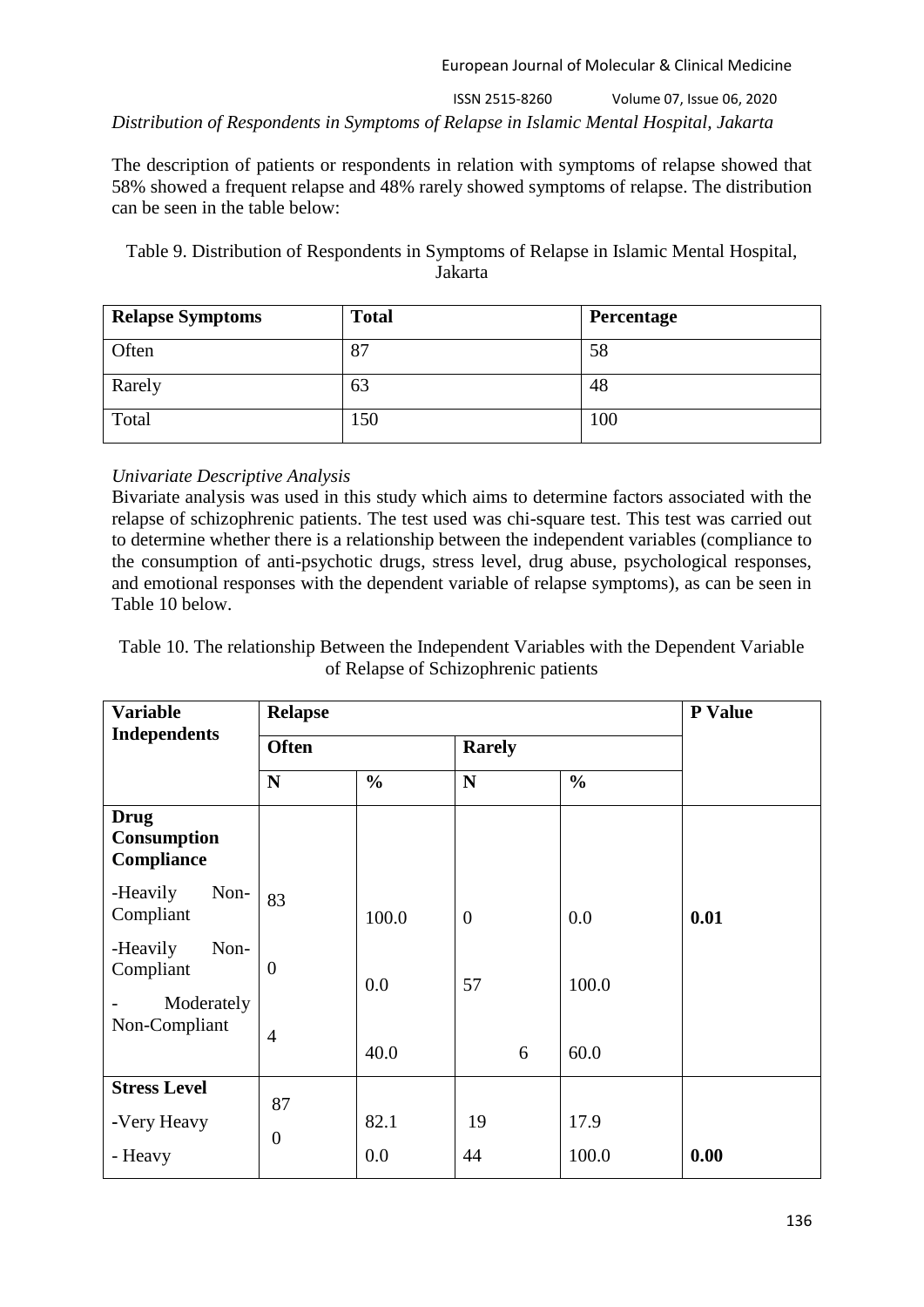*Distribution of Respondents in Symptoms of Relapse in Islamic Mental Hospital, Jakarta*

The description of patients or respondents in relation with symptoms of relapse showed that 58% showed a frequent relapse and 48% rarely showed symptoms of relapse. The distribution can be seen in the table below:

Table 9. Distribution of Respondents in Symptoms of Relapse in Islamic Mental Hospital, Jakarta

| Relapse Symptoms | Total | Percentage |
|---|---|---|
| Often | 87 | 58 |
| Rarely | 63 | 48 |
| Total | 150 | 100 |

*Univariate Descriptive Analysis*

Bivariate analysis was used in this study which aims to determine factors associated with the relapse of schizophrenic patients. The test used was chi-square test. This test was carried out to determine whether there is a relationship between the independent variables (compliance to the consumption of anti-psychotic drugs, stress level, drug abuse, psychological responses, and emotional responses with the dependent variable of relapse symptoms), as can be seen in Table 10 below.

Table 10. The relationship Between the Independent Variables with the Dependent Variable of Relapse of Schizophrenic patients

| Variable Independents | Relapse | | | | P Value |
|---|---|---|---|---|---|
| | Often | | Rarely | | |
| | N | % | N | % | |
| **Drug Consumption Compliance** | | | | | |
| -Heavily Non-Compliant | 83 | 100.0 | 0 | 0.0 | **0.01** |
| -Heavily Non-Compliant | 0 | 0.0 | 57 | 100.0 | |
| - Moderately Non-Compliant | 4 | 40.0 | 6 | 60.0 | |
| **Stress Level** | | | | | |
| -Very Heavy | 87 | 82.1 | 19 | 17.9 | |
| - Heavy | 0 | 0.0 | 44 | 100.0 | **0.00** |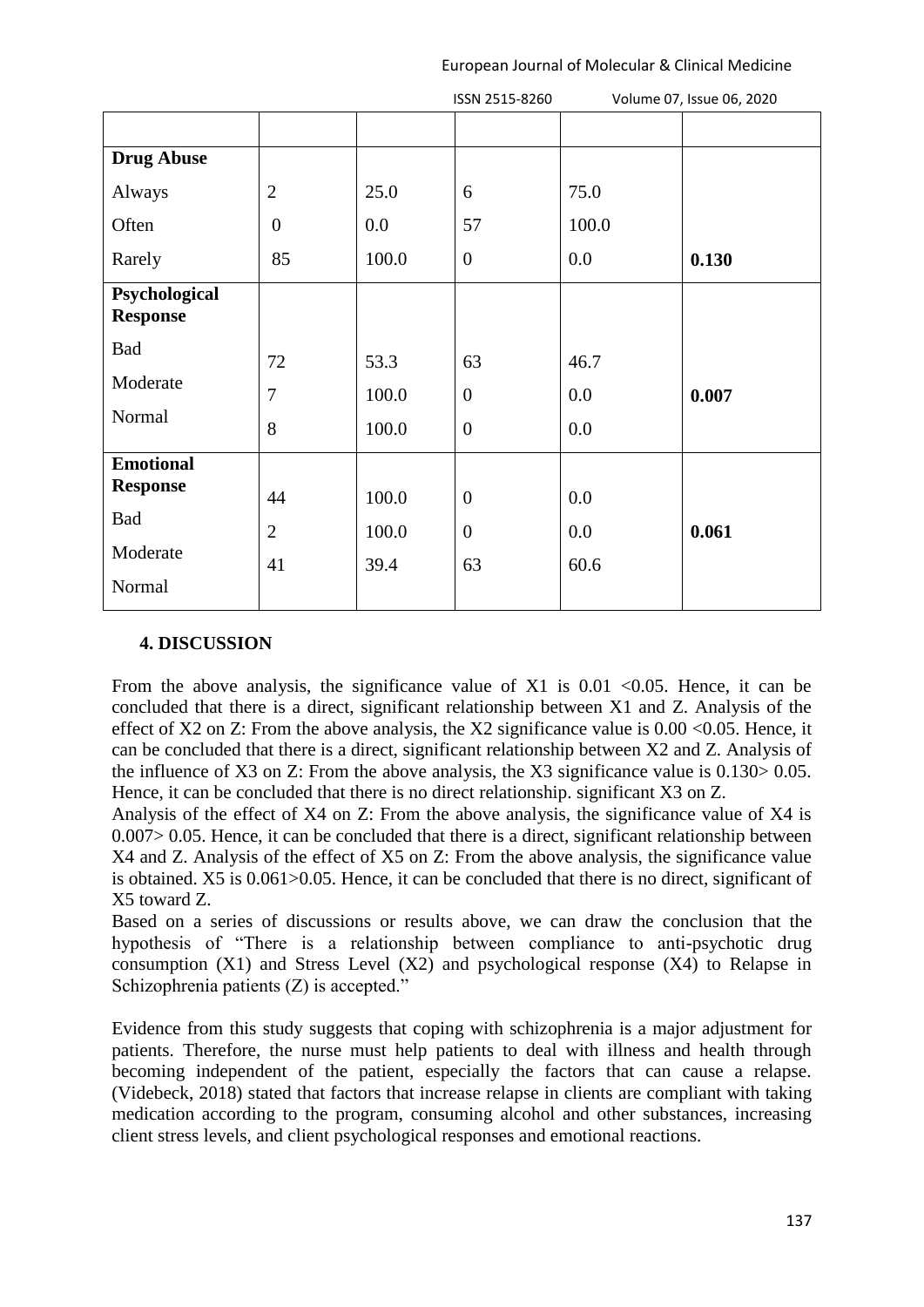| | | | | | |
|---|---|---|---|---|---|
| **Drug Abuse** | | | | | |
| Always | 2 | 25.0 | 6 | 75.0 | |
| Often | 0 | 0.0 | 57 | 100.0 | |
| Rarely | 85 | 100.0 | 0 | 0.0 | **0.130** |
| **Psychological Response** | | | | | |
| Bad | 72 | 53.3 | 63 | 46.7 | |
| Moderate | 7 | 100.0 | 0 | 0.0 | **0.007** |
| Normal | 8 | 100.0 | 0 | 0.0 | |
| **Emotional Response** | | | | | |
| Bad | 44 | 100.0 | 0 | 0.0 | |
| Moderate | 2 | 100.0 | 0 | 0.0 | **0.061** |
| Normal | 41 | 39.4 | 63 | 60.6 | |

## 4. DISCUSSION

From the above analysis, the significance value of X1 is 0.01 <0.05. Hence, it can be concluded that there is a direct, significant relationship between X1 and Z. Analysis of the effect of X2 on Z: From the above analysis, the X2 significance value is 0.00 <0.05. Hence, it can be concluded that there is a direct, significant relationship between X2 and Z. Analysis of the influence of X3 on Z: From the above analysis, the X3 significance value is 0.130> 0.05. Hence, it can be concluded that there is no direct relationship. significant X3 on Z.

Analysis of the effect of X4 on Z: From the above analysis, the significance value of X4 is 0.007> 0.05. Hence, it can be concluded that there is a direct, significant relationship between X4 and Z. Analysis of the effect of X5 on Z: From the above analysis, the significance value is obtained. X5 is 0.061>0.05. Hence, it can be concluded that there is no direct, significant of X5 toward Z.

Based on a series of discussions or results above, we can draw the conclusion that the hypothesis of "There is a relationship between compliance to anti-psychotic drug consumption (X1) and Stress Level (X2) and psychological response (X4) to Relapse in Schizophrenia patients (Z) is accepted."

Evidence from this study suggests that coping with schizophrenia is a major adjustment for patients. Therefore, the nurse must help patients to deal with illness and health through becoming independent of the patient, especially the factors that can cause a relapse. (Videbeck, 2018) stated that factors that increase relapse in clients are compliant with taking medication according to the program, consuming alcohol and other substances, increasing client stress levels, and client psychological responses and emotional reactions.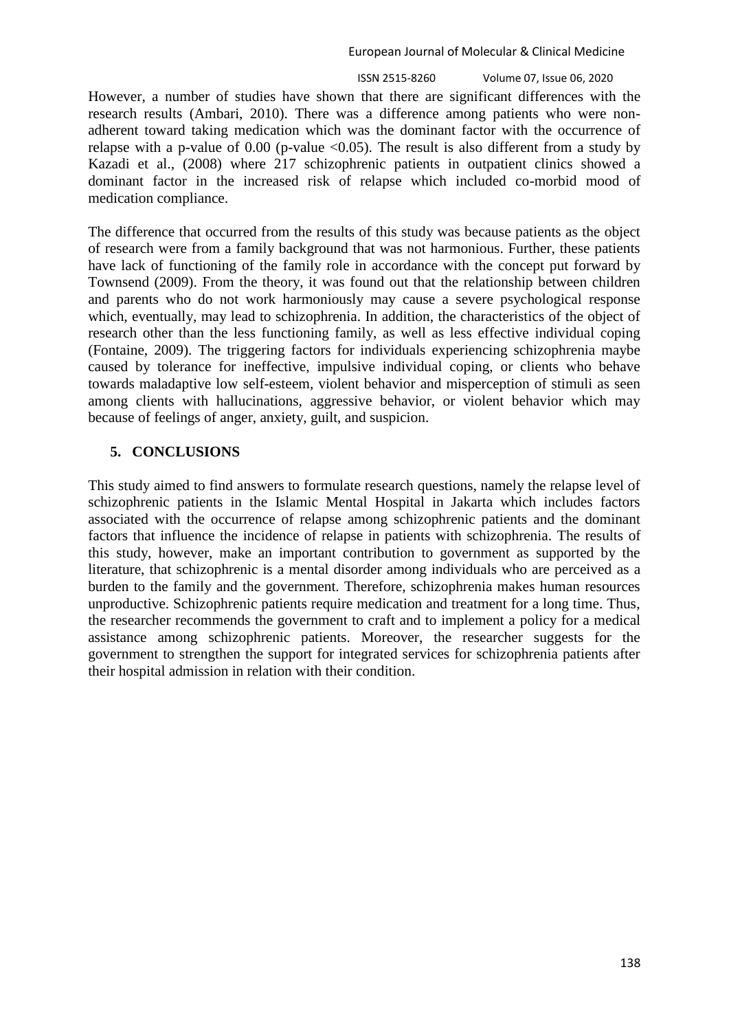However, a number of studies have shown that there are significant differences with the research results (Ambari, 2010). There was a difference among patients who were non-adherent toward taking medication which was the dominant factor with the occurrence of relapse with a p-value of 0.00 (p-value <0.05). The result is also different from a study by Kazadi et al., (2008) where 217 schizophrenic patients in outpatient clinics showed a dominant factor in the increased risk of relapse which included co-morbid mood of medication compliance.

The difference that occurred from the results of this study was because patients as the object of research were from a family background that was not harmonious. Further, these patients have lack of functioning of the family role in accordance with the concept put forward by Townsend (2009). From the theory, it was found out that the relationship between children and parents who do not work harmoniously may cause a severe psychological response which, eventually, may lead to schizophrenia. In addition, the characteristics of the object of research other than the less functioning family, as well as less effective individual coping (Fontaine, 2009). The triggering factors for individuals experiencing schizophrenia maybe caused by tolerance for ineffective, impulsive individual coping, or clients who behave towards maladaptive low self-esteem, violent behavior and misperception of stimuli as seen among clients with hallucinations, aggressive behavior, or violent behavior which may because of feelings of anger, anxiety, guilt, and suspicion.

## 5. CONCLUSIONS

This study aimed to find answers to formulate research questions, namely the relapse level of schizophrenic patients in the Islamic Mental Hospital in Jakarta which includes factors associated with the occurrence of relapse among schizophrenic patients and the dominant factors that influence the incidence of relapse in patients with schizophrenia. The results of this study, however, make an important contribution to government as supported by the literature, that schizophrenic is a mental disorder among individuals who are perceived as a burden to the family and the government. Therefore, schizophrenia makes human resources unproductive. Schizophrenic patients require medication and treatment for a long time. Thus, the researcher recommends the government to craft and to implement a policy for a medical assistance among schizophrenic patients. Moreover, the researcher suggests for the government to strengthen the support for integrated services for schizophrenia patients after their hospital admission in relation with their condition.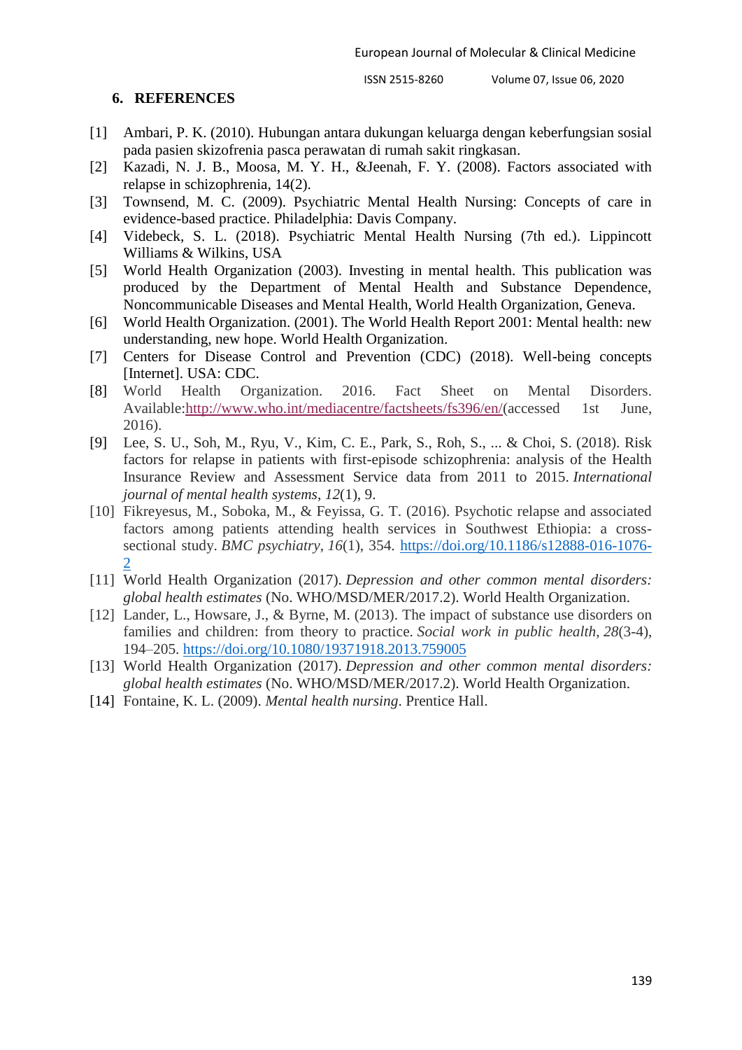## 6. REFERENCES

[1] Ambari, P. K. (2010). Hubungan antara dukungan keluarga dengan keberfungsian sosial pada pasien skizofrenia pasca perawatan di rumah sakit ringkasan.

[2] Kazadi, N. J. B., Moosa, M. Y. H., &Jeenah, F. Y. (2008). Factors associated with relapse in schizophrenia, 14(2).

[3] Townsend, M. C. (2009). Psychiatric Mental Health Nursing: Concepts of care in evidence-based practice. Philadelphia: Davis Company.

[4] Videbeck, S. L. (2018). Psychiatric Mental Health Nursing (7th ed.). Lippincott Williams & Wilkins, USA

[5] World Health Organization (2003). Investing in mental health. This publication was produced by the Department of Mental Health and Substance Dependence, Noncommunicable Diseases and Mental Health, World Health Organization, Geneva.

[6] World Health Organization. (2001). The World Health Report 2001: Mental health: new understanding, new hope. World Health Organization.

[7] Centers for Disease Control and Prevention (CDC) (2018). Well-being concepts [Internet]. USA: CDC.

[8] World Health Organization. 2016. Fact Sheet on Mental Disorders. Available:http://www.who.int/mediacentre/factsheets/fs396/en/(accessed 1st June, 2016).

[9] Lee, S. U., Soh, M., Ryu, V., Kim, C. E., Park, S., Roh, S., ... & Choi, S. (2018). Risk factors for relapse in patients with first-episode schizophrenia: analysis of the Health Insurance Review and Assessment Service data from 2011 to 2015. *International journal of mental health systems*, *12*(1), 9.

[10] Fikreyesus, M., Soboka, M., & Feyissa, G. T. (2016). Psychotic relapse and associated factors among patients attending health services in Southwest Ethiopia: a cross-sectional study. *BMC psychiatry*, *16*(1), 354. https://doi.org/10.1186/s12888-016-1076-2

[11] World Health Organization (2017). *Depression and other common mental disorders: global health estimates* (No. WHO/MSD/MER/2017.2). World Health Organization.

[12] Lander, L., Howsare, J., & Byrne, M. (2013). The impact of substance use disorders on families and children: from theory to practice. *Social work in public health*, *28*(3-4), 194–205. https://doi.org/10.1080/19371918.2013.759005

[13] World Health Organization (2017). *Depression and other common mental disorders: global health estimates* (No. WHO/MSD/MER/2017.2). World Health Organization.

[14] Fontaine, K. L. (2009). *Mental health nursing*. Prentice Hall.